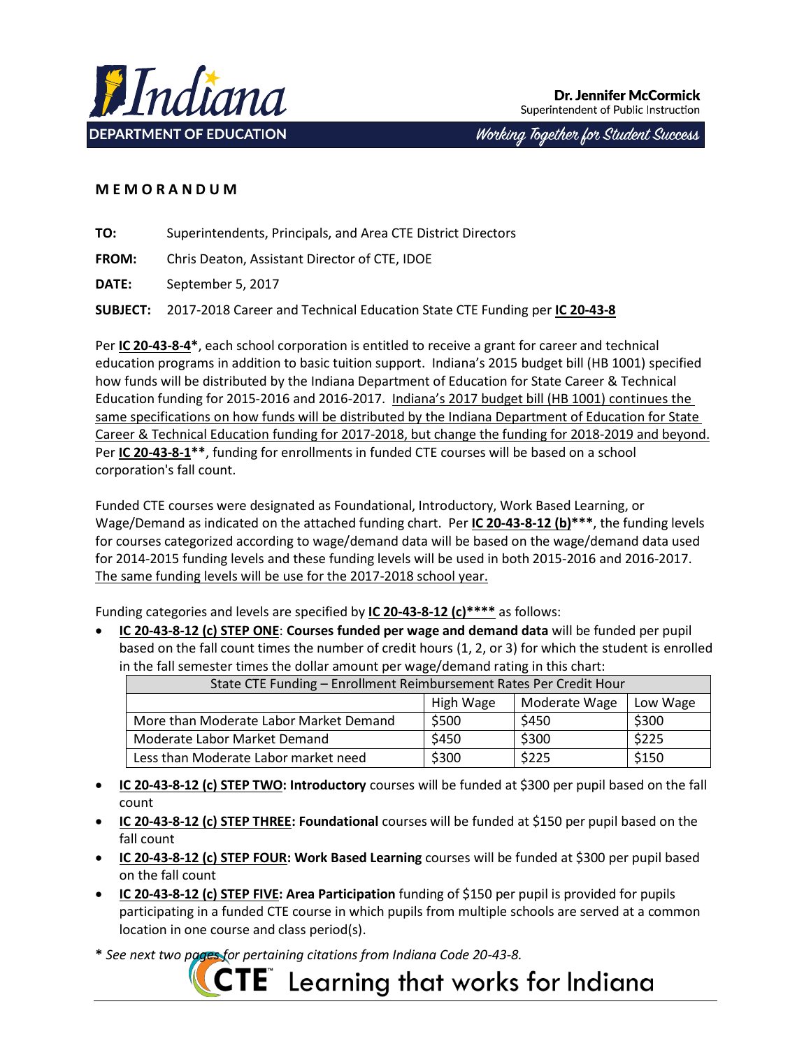**Dr. Jennifer McCormick**
Superintendent of Public Instruction

DEPARTMENT OF EDUCATION

*Working Together for Student Success*

**M E M O R A N D U M**

**TO:** Superintendents, Principals, and Area CTE District Directors

**FROM:** Chris Deaton, Assistant Director of CTE, IDOE

**DATE:** September 5, 2017

**SUBJECT:** 2017-2018 Career and Technical Education State CTE Funding per **IC 20-43-8**

Per **IC 20-43-8-4***, each school corporation is entitled to receive a grant for career and technical education programs in addition to basic tuition support. Indiana's 2015 budget bill (HB 1001) specified how funds will be distributed by the Indiana Department of Education for State Career & Technical Education funding for 2015-2016 and 2016-2017. Indiana's 2017 budget bill (HB 1001) continues the same specifications on how funds will be distributed by the Indiana Department of Education for State Career & Technical Education funding for 2017-2018, but change the funding for 2018-2019 and beyond. Per **IC 20-43-8-1****, funding for enrollments in funded CTE courses will be based on a school corporation's fall count.

Funded CTE courses were designated as Foundational, Introductory, Work Based Learning, or Wage/Demand as indicated on the attached funding chart. Per **IC 20-43-8-12 (b)*****, the funding levels for courses categorized according to wage/demand data will be based on the wage/demand data used for 2014-2015 funding levels and these funding levels will be used in both 2015-2016 and 2016-2017. The same funding levels will be use for the 2017-2018 school year.

Funding categories and levels are specified by **IC 20-43-8-12 (c)****** as follows:

- **IC 20-43-8-12 (c) STEP ONE**: **Courses funded per wage and demand data** will be funded per pupil based on the fall count times the number of credit hours (1, 2, or 3) for which the student is enrolled in the fall semester times the dollar amount per wage/demand rating in this chart:

| State CTE Funding – Enrollment Reimbursement Rates Per Credit Hour | | | |
|---|---|---|---|
| | High Wage | Moderate Wage | Low Wage |
| More than Moderate Labor Market Demand | $500 | $450 | $300 |
| Moderate Labor Market Demand | $450 | $300 | $225 |
| Less than Moderate Labor market need | $300 | $225 | $150 |

- **IC 20-43-8-12 (c) STEP TWO: Introductory** courses will be funded at $300 per pupil based on the fall count
- **IC 20-43-8-12 (c) STEP THREE: Foundational** courses will be funded at $150 per pupil based on the fall count
- **IC 20-43-8-12 (c) STEP FOUR: Work Based Learning** courses will be funded at $300 per pupil based on the fall count
- **IC 20-43-8-12 (c) STEP FIVE: Area Participation** funding of $150 per pupil is provided for pupils participating in a funded CTE course in which pupils from multiple schools are served at a common location in one course and class period(s).

***** *See next two pages for pertaining citations from Indiana Code 20-43-8.*

CTE Learning that works for Indiana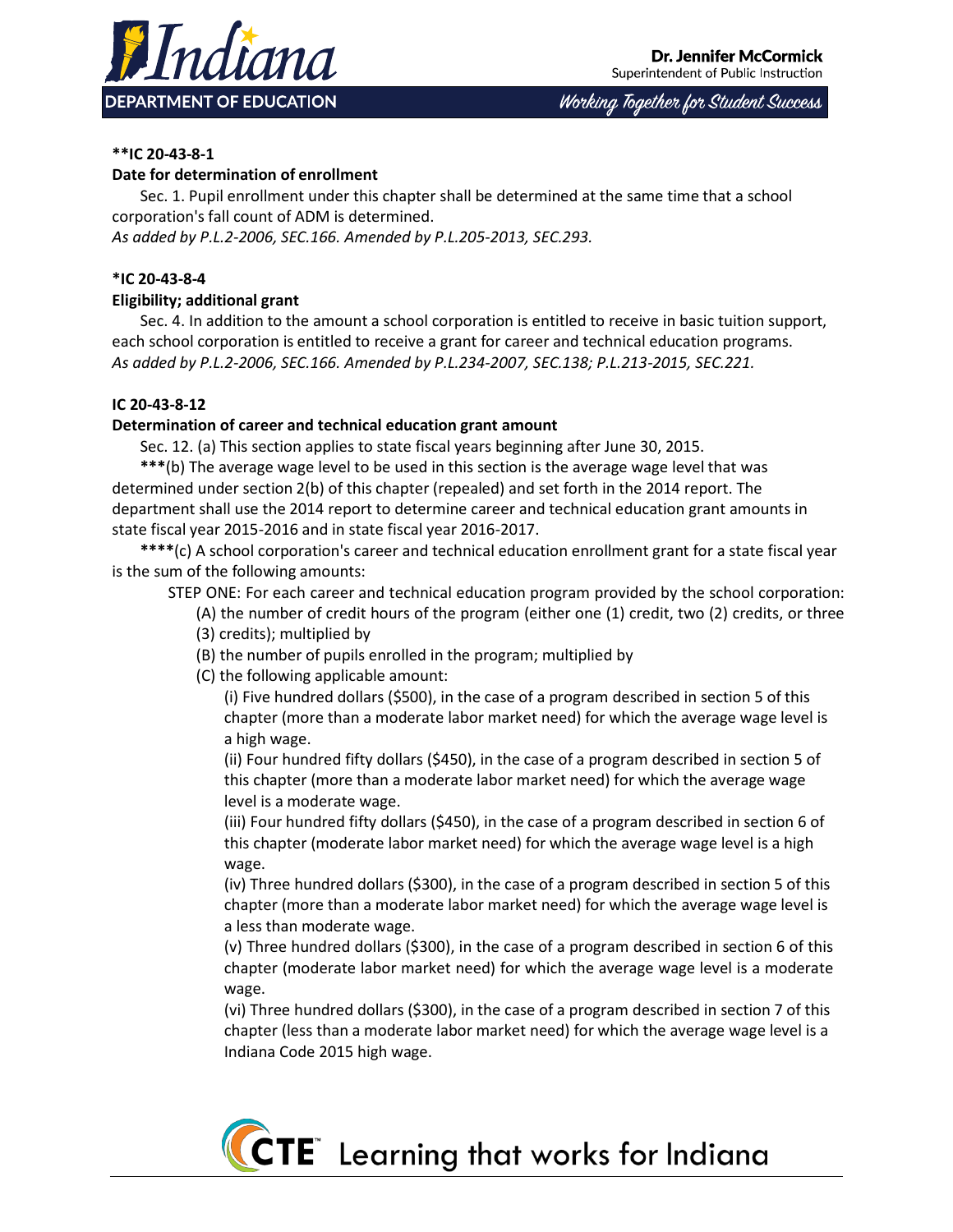**\*\*IC 20-43-8-1**

**Date for determination of enrollment**

Sec. 1. Pupil enrollment under this chapter shall be determined at the same time that a school corporation's fall count of ADM is determined.

*As added by P.L.2-2006, SEC.166. Amended by P.L.205-2013, SEC.293.*

**\*IC 20-43-8-4**

**Eligibility; additional grant**

Sec. 4. In addition to the amount a school corporation is entitled to receive in basic tuition support, each school corporation is entitled to receive a grant for career and technical education programs.

*As added by P.L.2-2006, SEC.166. Amended by P.L.234-2007, SEC.138; P.L.213-2015, SEC.221.*

**IC 20-43-8-12**

**Determination of career and technical education grant amount**

Sec. 12. (a) This section applies to state fiscal years beginning after June 30, 2015.

**\*\*\***(b) The average wage level to be used in this section is the average wage level that was determined under section 2(b) of this chapter (repealed) and set forth in the 2014 report. The department shall use the 2014 report to determine career and technical education grant amounts in state fiscal year 2015-2016 and in state fiscal year 2016-2017.

**\*\*\*\***(c) A school corporation's career and technical education enrollment grant for a state fiscal year is the sum of the following amounts:

STEP ONE: For each career and technical education program provided by the school corporation:

(A) the number of credit hours of the program (either one (1) credit, two (2) credits, or three (3) credits); multiplied by

(B) the number of pupils enrolled in the program; multiplied by

(C) the following applicable amount:

(i) Five hundred dollars ($500), in the case of a program described in section 5 of this chapter (more than a moderate labor market need) for which the average wage level is a high wage.

(ii) Four hundred fifty dollars ($450), in the case of a program described in section 5 of this chapter (more than a moderate labor market need) for which the average wage level is a moderate wage.

(iii) Four hundred fifty dollars ($450), in the case of a program described in section 6 of this chapter (moderate labor market need) for which the average wage level is a high wage.

(iv) Three hundred dollars ($300), in the case of a program described in section 5 of this chapter (more than a moderate labor market need) for which the average wage level is a less than moderate wage.

(v) Three hundred dollars ($300), in the case of a program described in section 6 of this chapter (moderate labor market need) for which the average wage level is a moderate wage.

(vi) Three hundred dollars ($300), in the case of a program described in section 7 of this chapter (less than a moderate labor market need) for which the average wage level is a Indiana Code 2015 high wage.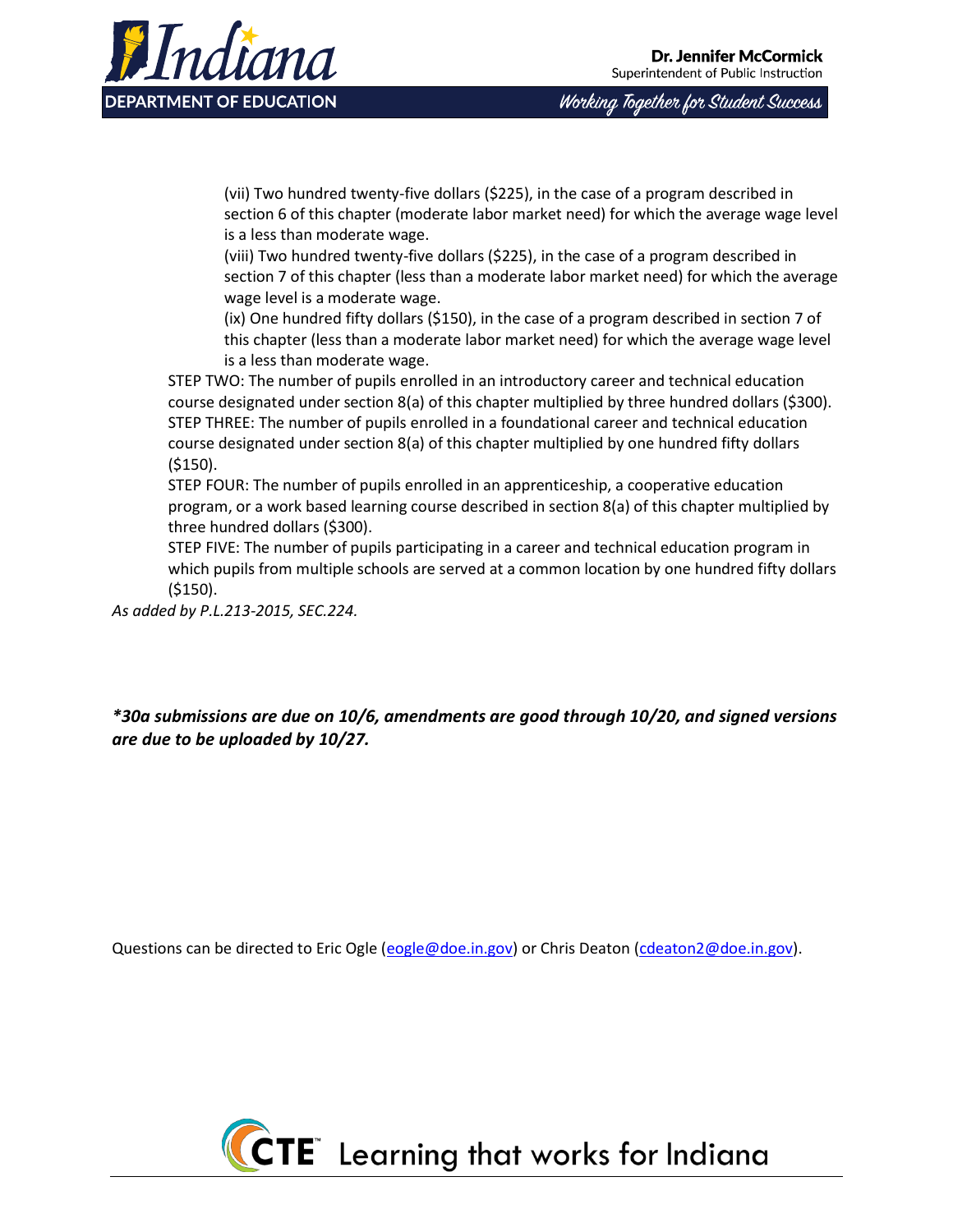(vii) Two hundred twenty-five dollars ($225), in the case of a program described in section 6 of this chapter (moderate labor market need) for which the average wage level is a less than moderate wage.

(viii) Two hundred twenty-five dollars ($225), in the case of a program described in section 7 of this chapter (less than a moderate labor market need) for which the average wage level is a moderate wage.

(ix) One hundred fifty dollars ($150), in the case of a program described in section 7 of this chapter (less than a moderate labor market need) for which the average wage level is a less than moderate wage.

STEP TWO: The number of pupils enrolled in an introductory career and technical education course designated under section 8(a) of this chapter multiplied by three hundred dollars ($300).

STEP THREE: The number of pupils enrolled in a foundational career and technical education course designated under section 8(a) of this chapter multiplied by one hundred fifty dollars ($150).

STEP FOUR: The number of pupils enrolled in an apprenticeship, a cooperative education program, or a work based learning course described in section 8(a) of this chapter multiplied by three hundred dollars ($300).

STEP FIVE: The number of pupils participating in a career and technical education program in which pupils from multiple schools are served at a common location by one hundred fifty dollars ($150).

*As added by P.L.213-2015, SEC.224.*

***30a submissions are due on 10/6, amendments are good through 10/20, and signed versions are due to be uploaded by 10/27.***

Questions can be directed to Eric Ogle (eogle@doe.in.gov) or Chris Deaton (cdeaton2@doe.in.gov).